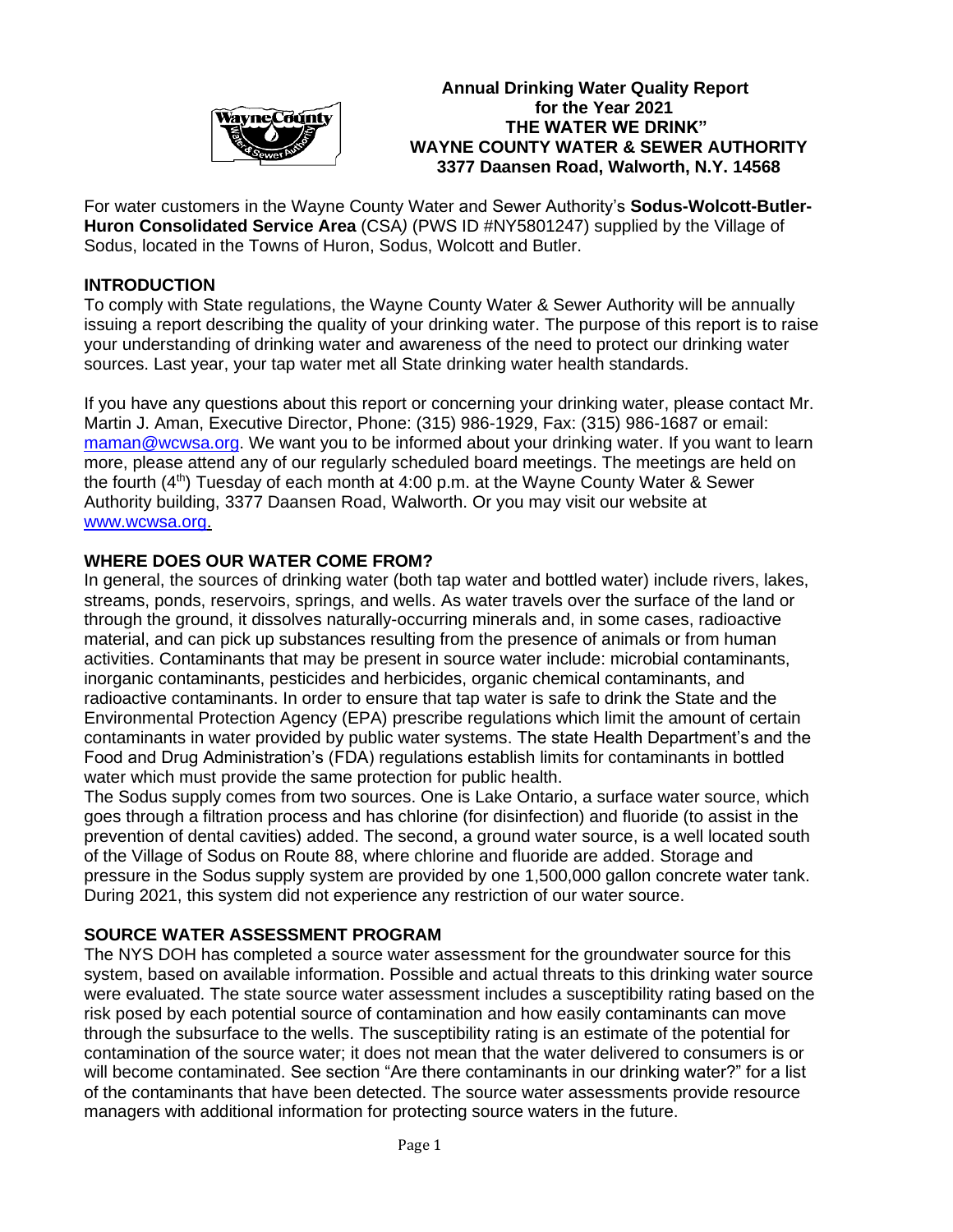**Annual Drinking Water Quality Report**
**for the Year 2021**
**THE WATER WE DRINK"**
**WAYNE COUNTY WATER & SEWER AUTHORITY**
**3377 Daansen Road, Walworth, N.Y. 14568**

For water customers in the Wayne County Water and Sewer Authority's **Sodus-Wolcott-Butler-Huron Consolidated Service Area** (CSA*)* (PWS ID #NY5801247) supplied by the Village of Sodus, located in the Towns of Huron, Sodus, Wolcott and Butler.

## INTRODUCTION

To comply with State regulations, the Wayne County Water & Sewer Authority will be annually issuing a report describing the quality of your drinking water. The purpose of this report is to raise your understanding of drinking water and awareness of the need to protect our drinking water sources. Last year, your tap water met all State drinking water health standards.

If you have any questions about this report or concerning your drinking water, please contact Mr. Martin J. Aman, Executive Director, Phone: (315) 986-1929, Fax: (315) 986-1687 or email: maman@wcwsa.org. We want you to be informed about your drinking water. If you want to learn more, please attend any of our regularly scheduled board meetings. The meetings are held on the fourth (4th) Tuesday of each month at 4:00 p.m. at the Wayne County Water & Sewer Authority building, 3377 Daansen Road, Walworth. Or you may visit our website at www.wcwsa.org.

## WHERE DOES OUR WATER COME FROM?

In general, the sources of drinking water (both tap water and bottled water) include rivers, lakes, streams, ponds, reservoirs, springs, and wells. As water travels over the surface of the land or through the ground, it dissolves naturally-occurring minerals and, in some cases, radioactive material, and can pick up substances resulting from the presence of animals or from human activities. Contaminants that may be present in source water include: microbial contaminants, inorganic contaminants, pesticides and herbicides, organic chemical contaminants, and radioactive contaminants. In order to ensure that tap water is safe to drink the State and the Environmental Protection Agency (EPA) prescribe regulations which limit the amount of certain contaminants in water provided by public water systems. The state Health Department's and the Food and Drug Administration's (FDA) regulations establish limits for contaminants in bottled water which must provide the same protection for public health.

The Sodus supply comes from two sources. One is Lake Ontario, a surface water source, which goes through a filtration process and has chlorine (for disinfection) and fluoride (to assist in the prevention of dental cavities) added. The second, a ground water source, is a well located south of the Village of Sodus on Route 88, where chlorine and fluoride are added. Storage and pressure in the Sodus supply system are provided by one 1,500,000 gallon concrete water tank. During 2021, this system did not experience any restriction of our water source.

## SOURCE WATER ASSESSMENT PROGRAM

The NYS DOH has completed a source water assessment for the groundwater source for this system, based on available information. Possible and actual threats to this drinking water source were evaluated. The state source water assessment includes a susceptibility rating based on the risk posed by each potential source of contamination and how easily contaminants can move through the subsurface to the wells. The susceptibility rating is an estimate of the potential for contamination of the source water; it does not mean that the water delivered to consumers is or will become contaminated. See section "Are there contaminants in our drinking water?" for a list of the contaminants that have been detected. The source water assessments provide resource managers with additional information for protecting source waters in the future.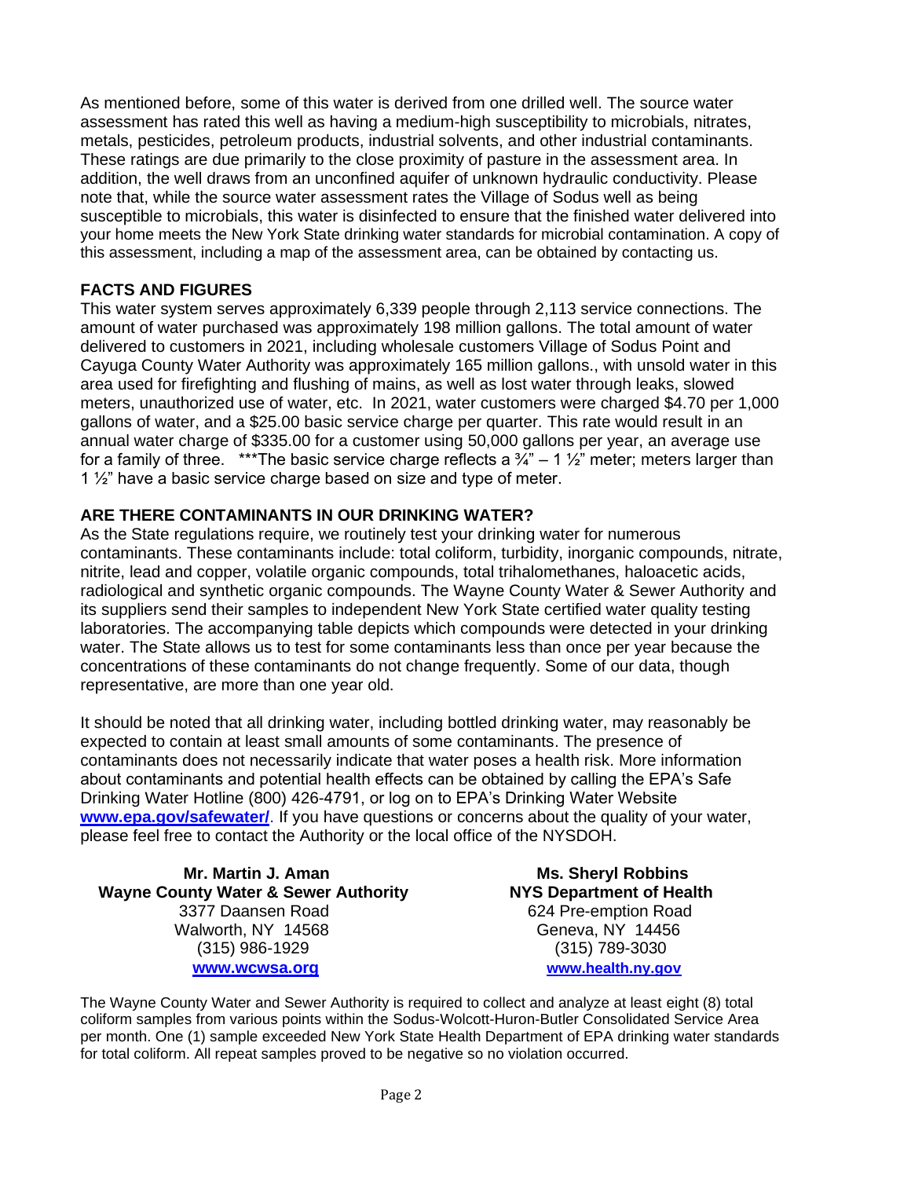As mentioned before, some of this water is derived from one drilled well. The source water assessment has rated this well as having a medium-high susceptibility to microbials, nitrates, metals, pesticides, petroleum products, industrial solvents, and other industrial contaminants. These ratings are due primarily to the close proximity of pasture in the assessment area. In addition, the well draws from an unconfined aquifer of unknown hydraulic conductivity. Please note that, while the source water assessment rates the Village of Sodus well as being susceptible to microbials, this water is disinfected to ensure that the finished water delivered into your home meets the New York State drinking water standards for microbial contamination. A copy of this assessment, including a map of the assessment area, can be obtained by contacting us.

## FACTS AND FIGURES

This water system serves approximately 6,339 people through 2,113 service connections. The amount of water purchased was approximately 198 million gallons. The total amount of water delivered to customers in 2021, including wholesale customers Village of Sodus Point and Cayuga County Water Authority was approximately 165 million gallons., with unsold water in this area used for firefighting and flushing of mains, as well as lost water through leaks, slowed meters, unauthorized use of water, etc. In 2021, water customers were charged $4.70 per 1,000 gallons of water, and a $25.00 basic service charge per quarter. This rate would result in an annual water charge of $335.00 for a customer using 50,000 gallons per year, an average use for a family of three. ***The basic service charge reflects a ¾" – 1 ½" meter; meters larger than 1 ½" have a basic service charge based on size and type of meter.

## ARE THERE CONTAMINANTS IN OUR DRINKING WATER?

As the State regulations require, we routinely test your drinking water for numerous contaminants. These contaminants include: total coliform, turbidity, inorganic compounds, nitrate, nitrite, lead and copper, volatile organic compounds, total trihalomethanes, haloacetic acids, radiological and synthetic organic compounds. The Wayne County Water & Sewer Authority and its suppliers send their samples to independent New York State certified water quality testing laboratories. The accompanying table depicts which compounds were detected in your drinking water. The State allows us to test for some contaminants less than once per year because the concentrations of these contaminants do not change frequently. Some of our data, though representative, are more than one year old.

It should be noted that all drinking water, including bottled drinking water, may reasonably be expected to contain at least small amounts of some contaminants. The presence of contaminants does not necessarily indicate that water poses a health risk. More information about contaminants and potential health effects can be obtained by calling the EPA's Safe Drinking Water Hotline (800) 426-4791, or log on to EPA's Drinking Water Website **www.epa.gov/safewater/**. If you have questions or concerns about the quality of your water, please feel free to contact the Authority or the local office of the NYSDOH.

**Mr. Martin J. Aman**
**Wayne County Water & Sewer Authority**
3377 Daansen Road
Walworth, NY 14568
(315) 986-1929
**www.wcwsa.org**

**Ms. Sheryl Robbins**
**NYS Department of Health**
624 Pre-emption Road
Geneva, NY 14456
(315) 789-3030
**www.health.ny.gov**

The Wayne County Water and Sewer Authority is required to collect and analyze at least eight (8) total coliform samples from various points within the Sodus-Wolcott-Huron-Butler Consolidated Service Area per month. One (1) sample exceeded New York State Health Department of EPA drinking water standards for total coliform. All repeat samples proved to be negative so no violation occurred.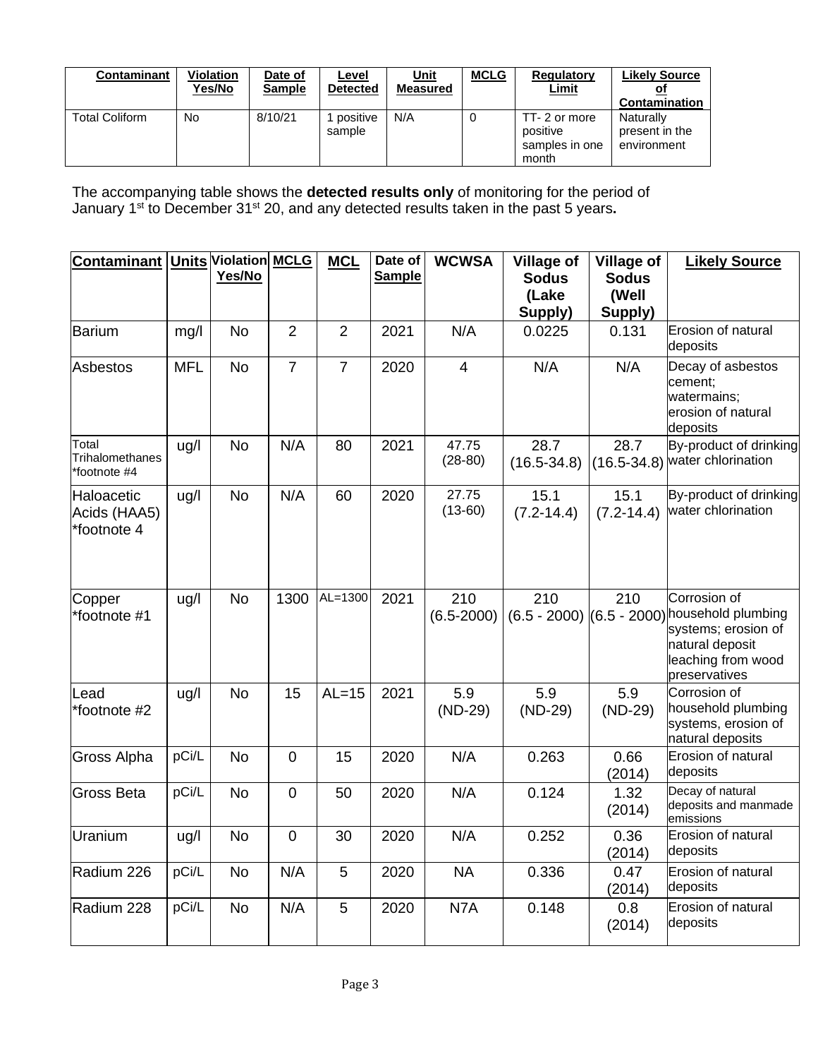| Contaminant | Violation Yes/No | Date of Sample | Level Detected | Unit Measured | MCLG | Regulatory Limit | Likely Source of Contamination |
|---|---|---|---|---|---|---|---|
| Total Coliform | No | 8/10/21 | 1 positive sample | N/A | 0 | TT- 2 or more positive samples in one month | Naturally present in the environment |

The accompanying table shows the **detected results only** of monitoring for the period of January 1st to December 31st 20, and any detected results taken in the past 5 years**.**

| Contaminant | Units | Violation Yes/No | MCLG | MCL | Date of Sample | WCWSA | Village of Sodus (Lake Supply) | Village of Sodus (Well Supply) | Likely Source |
|---|---|---|---|---|---|---|---|---|---|
| Barium | mg/l | No | 2 | 2 | 2021 | N/A | 0.0225 | 0.131 | Erosion of natural deposits |
| Asbestos | MFL | No | 7 | 7 | 2020 | 4 | N/A | N/A | Decay of asbestos cement; watermains; erosion of natural deposits |
| Total Trihalomethanes *footnote #4 | ug/l | No | N/A | 80 | 2021 | 47.75 (28-80) | 28.7 (16.5-34.8) | 28.7 (16.5-34.8) | By-product of drinking water chlorination |
| Haloacetic Acids (HAA5) *footnote 4 | ug/l | No | N/A | 60 | 2020 | 27.75 (13-60) | 15.1 (7.2-14.4) | 15.1 (7.2-14.4) | By-product of drinking water chlorination |
| Copper *footnote #1 | ug/l | No | 1300 | AL=1300 | 2021 | 210 (6.5-2000) | 210 (6.5 - 2000) | 210 (6.5 - 2000) | Corrosion of household plumbing systems; erosion of natural deposit leaching from wood preservatives |
| Lead *footnote #2 | ug/l | No | 15 | AL=15 | 2021 | 5.9 (ND-29) | 5.9 (ND-29) | 5.9 (ND-29) | Corrosion of household plumbing systems, erosion of natural deposits |
| Gross Alpha | pCi/L | No | 0 | 15 | 2020 | N/A | 0.263 | 0.66 (2014) | Erosion of natural deposits |
| Gross Beta | pCi/L | No | 0 | 50 | 2020 | N/A | 0.124 | 1.32 (2014) | Decay of natural deposits and manmade emissions |
| Uranium | ug/l | No | 0 | 30 | 2020 | N/A | 0.252 | 0.36 (2014) | Erosion of natural deposits |
| Radium 226 | pCi/L | No | N/A | 5 | 2020 | NA | 0.336 | 0.47 (2014) | Erosion of natural deposits |
| Radium 228 | pCi/L | No | N/A | 5 | 2020 | N7A | 0.148 | 0.8 (2014) | Erosion of natural deposits |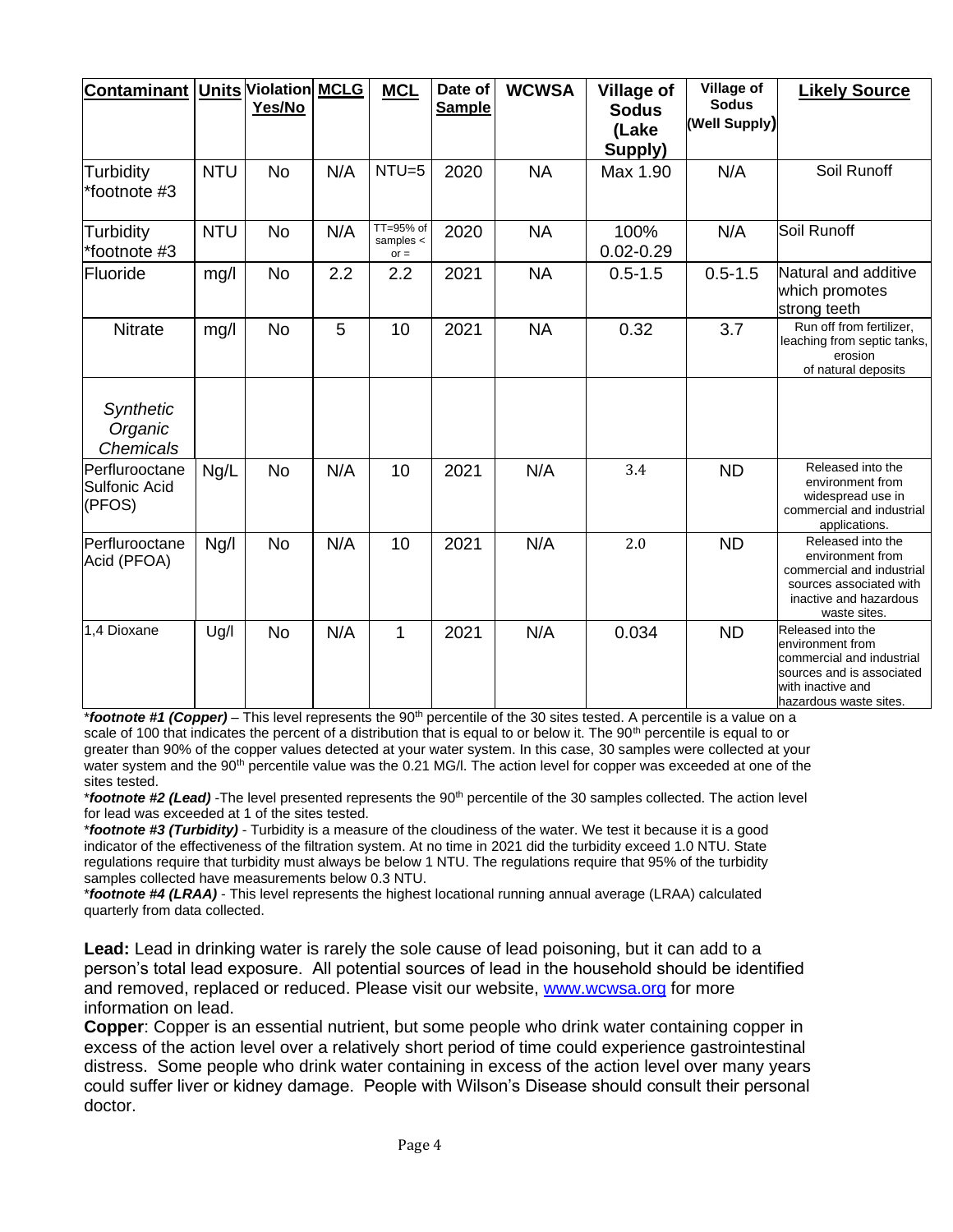| Contaminant | Units | Violation Yes/No | MCLG | MCL | Date of Sample | WCWSA | Village of Sodus (Lake Supply) | Village of Sodus (Well Supply) | Likely Source |
|---|---|---|---|---|---|---|---|---|---|
| Turbidity *footnote #3 | NTU | No | N/A | NTU=5 | 2020 | NA | Max 1.90 | N/A | Soil Runoff |
| Turbidity *footnote #3 | NTU | No | N/A | TT=95% of samples < or = | 2020 | NA | 100% 0.02-0.29 | N/A | Soil Runoff |
| Fluoride | mg/l | No | 2.2 | 2.2 | 2021 | NA | 0.5-1.5 | 0.5-1.5 | Natural and additive which promotes strong teeth |
| Nitrate | mg/l | No | 5 | 10 | 2021 | NA | 0.32 | 3.7 | Run off from fertilizer, leaching from septic tanks, erosion of natural deposits |
| *Synthetic Organic Chemicals* | | | | | | | | | |
| Perflurooctane Sulfonic Acid (PFOS) | Ng/L | No | N/A | 10 | 2021 | N/A | 3.4 | ND | Released into the environment from widespread use in commercial and industrial applications. |
| Perflurooctane Acid (PFOA) | Ng/l | No | N/A | 10 | 2021 | N/A | 2.0 | ND | Released into the environment from commercial and industrial sources associated with inactive and hazardous waste sites. |
| 1,4 Dioxane | Ug/l | No | N/A | 1 | 2021 | N/A | 0.034 | ND | Released into the environment from commercial and industrial sources and is associated with inactive and hazardous waste sites. |

\****footnote #1 (Copper)*** – This level represents the 90th percentile of the 30 sites tested. A percentile is a value on a scale of 100 that indicates the percent of a distribution that is equal to or below it. The 90th percentile is equal to or greater than 90% of the copper values detected at your water system. In this case, 30 samples were collected at your water system and the 90th percentile value was the 0.21 MG/l. The action level for copper was exceeded at one of the sites tested.

\****footnote #2 (Lead)*** -The level presented represents the 90th percentile of the 30 samples collected. The action level for lead was exceeded at 1 of the sites tested.

\****footnote #3 (Turbidity)*** - Turbidity is a measure of the cloudiness of the water. We test it because it is a good indicator of the effectiveness of the filtration system. At no time in 2021 did the turbidity exceed 1.0 NTU. State regulations require that turbidity must always be below 1 NTU. The regulations require that 95% of the turbidity samples collected have measurements below 0.3 NTU.

\****footnote #4 (LRAA)*** - This level represents the highest locational running annual average (LRAA) calculated quarterly from data collected.

**Lead:** Lead in drinking water is rarely the sole cause of lead poisoning, but it can add to a person's total lead exposure. All potential sources of lead in the household should be identified and removed, replaced or reduced. Please visit our website, www.wcwsa.org for more information on lead.

**Copper**: Copper is an essential nutrient, but some people who drink water containing copper in excess of the action level over a relatively short period of time could experience gastrointestinal distress. Some people who drink water containing in excess of the action level over many years could suffer liver or kidney damage. People with Wilson's Disease should consult their personal doctor.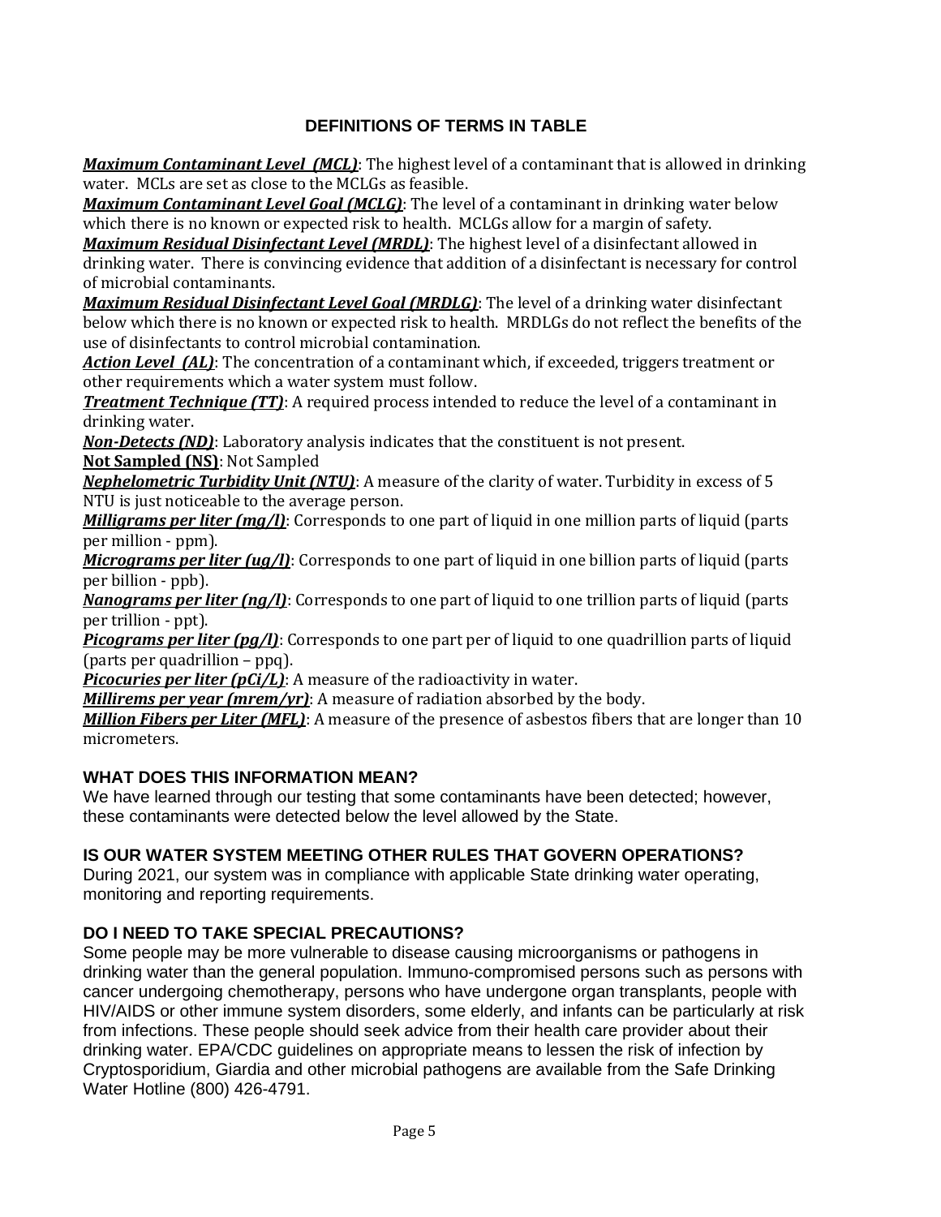## DEFINITIONS OF TERMS IN TABLE

***Maximum Contaminant Level (MCL)***: The highest level of a contaminant that is allowed in drinking water. MCLs are set as close to the MCLGs as feasible.
***Maximum Contaminant Level Goal (MCLG)***: The level of a contaminant in drinking water below which there is no known or expected risk to health. MCLGs allow for a margin of safety.
***Maximum Residual Disinfectant Level (MRDL)***: The highest level of a disinfectant allowed in drinking water. There is convincing evidence that addition of a disinfectant is necessary for control of microbial contaminants.
***Maximum Residual Disinfectant Level Goal (MRDLG)***: The level of a drinking water disinfectant below which there is no known or expected risk to health. MRDLGs do not reflect the benefits of the use of disinfectants to control microbial contamination.
***Action Level (AL)***: The concentration of a contaminant which, if exceeded, triggers treatment or other requirements which a water system must follow.
***Treatment Technique (TT)***: A required process intended to reduce the level of a contaminant in drinking water.
***Non-Detects (ND)***: Laboratory analysis indicates that the constituent is not present.
**Not Sampled (NS)**: Not Sampled
***Nephelometric Turbidity Unit (NTU)***: A measure of the clarity of water. Turbidity in excess of 5 NTU is just noticeable to the average person.
***Milligrams per liter (mg/l)***: Corresponds to one part of liquid in one million parts of liquid (parts per million - ppm).
***Micrograms per liter (ug/l)***: Corresponds to one part of liquid in one billion parts of liquid (parts per billion - ppb).
***Nanograms per liter (ng/l)***: Corresponds to one part of liquid to one trillion parts of liquid (parts per trillion - ppt).
***Picograms per liter (pg/l)***: Corresponds to one part per of liquid to one quadrillion parts of liquid (parts per quadrillion – ppq).
***Picocuries per liter (pCi/L)***: A measure of the radioactivity in water.
***Millirems per year (mrem/yr)***: A measure of radiation absorbed by the body.
***Million Fibers per Liter (MFL)***: A measure of the presence of asbestos fibers that are longer than 10 micrometers.

### WHAT DOES THIS INFORMATION MEAN?

We have learned through our testing that some contaminants have been detected; however, these contaminants were detected below the level allowed by the State.

### IS OUR WATER SYSTEM MEETING OTHER RULES THAT GOVERN OPERATIONS?

During 2021, our system was in compliance with applicable State drinking water operating, monitoring and reporting requirements.

### DO I NEED TO TAKE SPECIAL PRECAUTIONS?

Some people may be more vulnerable to disease causing microorganisms or pathogens in drinking water than the general population. Immuno-compromised persons such as persons with cancer undergoing chemotherapy, persons who have undergone organ transplants, people with HIV/AIDS or other immune system disorders, some elderly, and infants can be particularly at risk from infections. These people should seek advice from their health care provider about their drinking water. EPA/CDC guidelines on appropriate means to lessen the risk of infection by Cryptosporidium, Giardia and other microbial pathogens are available from the Safe Drinking Water Hotline (800) 426-4791.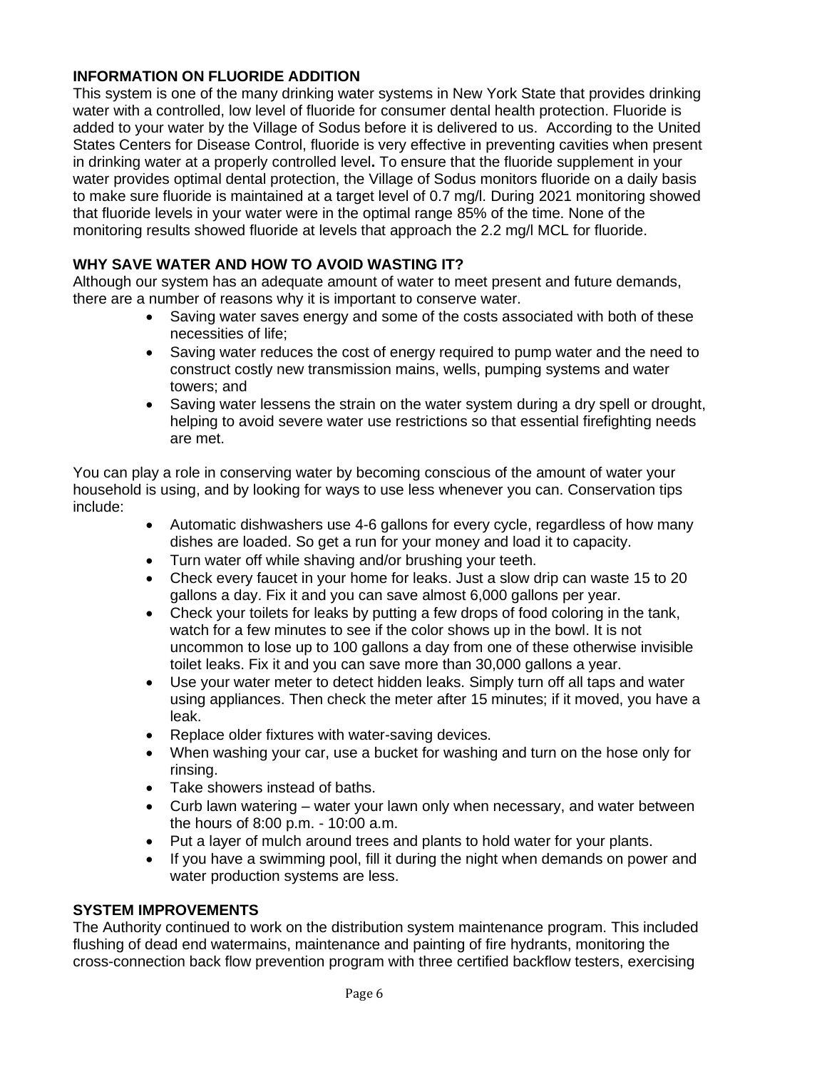**INFORMATION ON FLUORIDE ADDITION**

This system is one of the many drinking water systems in New York State that provides drinking water with a controlled, low level of fluoride for consumer dental health protection. Fluoride is added to your water by the Village of Sodus before it is delivered to us. According to the United States Centers for Disease Control, fluoride is very effective in preventing cavities when present in drinking water at a properly controlled level**.** To ensure that the fluoride supplement in your water provides optimal dental protection, the Village of Sodus monitors fluoride on a daily basis to make sure fluoride is maintained at a target level of 0.7 mg/l. During 2021 monitoring showed that fluoride levels in your water were in the optimal range 85% of the time. None of the monitoring results showed fluoride at levels that approach the 2.2 mg/l MCL for fluoride.

**WHY SAVE WATER AND HOW TO AVOID WASTING IT?**

Although our system has an adequate amount of water to meet present and future demands, there are a number of reasons why it is important to conserve water.

- Saving water saves energy and some of the costs associated with both of these necessities of life;
- Saving water reduces the cost of energy required to pump water and the need to construct costly new transmission mains, wells, pumping systems and water towers; and
- Saving water lessens the strain on the water system during a dry spell or drought, helping to avoid severe water use restrictions so that essential firefighting needs are met.

You can play a role in conserving water by becoming conscious of the amount of water your household is using, and by looking for ways to use less whenever you can. Conservation tips include:

- Automatic dishwashers use 4-6 gallons for every cycle, regardless of how many dishes are loaded. So get a run for your money and load it to capacity.
- Turn water off while shaving and/or brushing your teeth.
- Check every faucet in your home for leaks. Just a slow drip can waste 15 to 20 gallons a day. Fix it and you can save almost 6,000 gallons per year.
- Check your toilets for leaks by putting a few drops of food coloring in the tank, watch for a few minutes to see if the color shows up in the bowl. It is not uncommon to lose up to 100 gallons a day from one of these otherwise invisible toilet leaks. Fix it and you can save more than 30,000 gallons a year.
- Use your water meter to detect hidden leaks. Simply turn off all taps and water using appliances. Then check the meter after 15 minutes; if it moved, you have a leak.
- Replace older fixtures with water-saving devices.
- When washing your car, use a bucket for washing and turn on the hose only for rinsing.
- Take showers instead of baths.
- Curb lawn watering – water your lawn only when necessary, and water between the hours of 8:00 p.m. - 10:00 a.m.
- Put a layer of mulch around trees and plants to hold water for your plants.
- If you have a swimming pool, fill it during the night when demands on power and water production systems are less.

**SYSTEM IMPROVEMENTS**

The Authority continued to work on the distribution system maintenance program. This included flushing of dead end watermains, maintenance and painting of fire hydrants, monitoring the cross-connection back flow prevention program with three certified backflow testers, exercising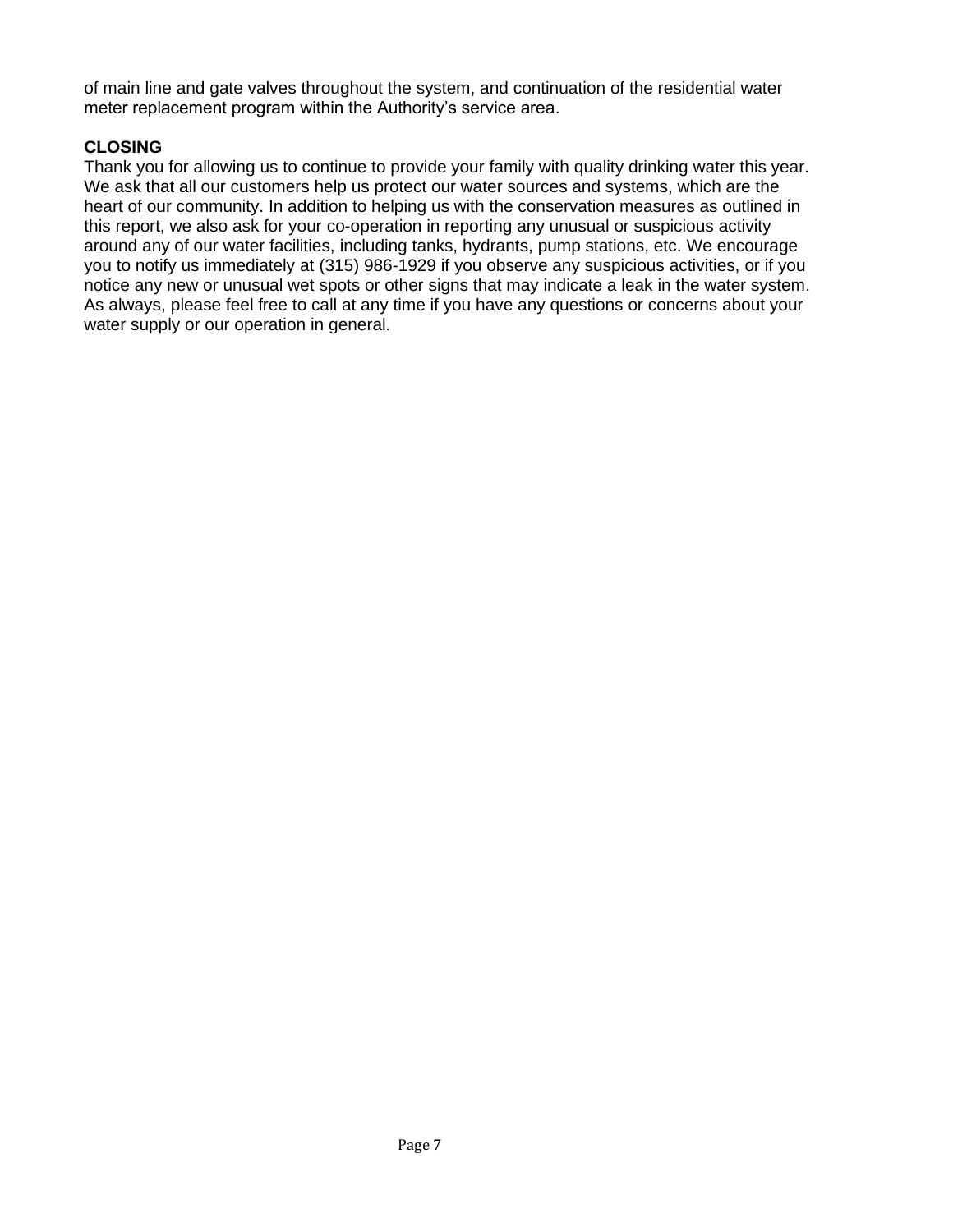of main line and gate valves throughout the system, and continuation of the residential water meter replacement program within the Authority's service area.

## CLOSING

Thank you for allowing us to continue to provide your family with quality drinking water this year. We ask that all our customers help us protect our water sources and systems, which are the heart of our community. In addition to helping us with the conservation measures as outlined in this report, we also ask for your co-operation in reporting any unusual or suspicious activity around any of our water facilities, including tanks, hydrants, pump stations, etc. We encourage you to notify us immediately at (315) 986-1929 if you observe any suspicious activities, or if you notice any new or unusual wet spots or other signs that may indicate a leak in the water system. As always, please feel free to call at any time if you have any questions or concerns about your water supply or our operation in general.